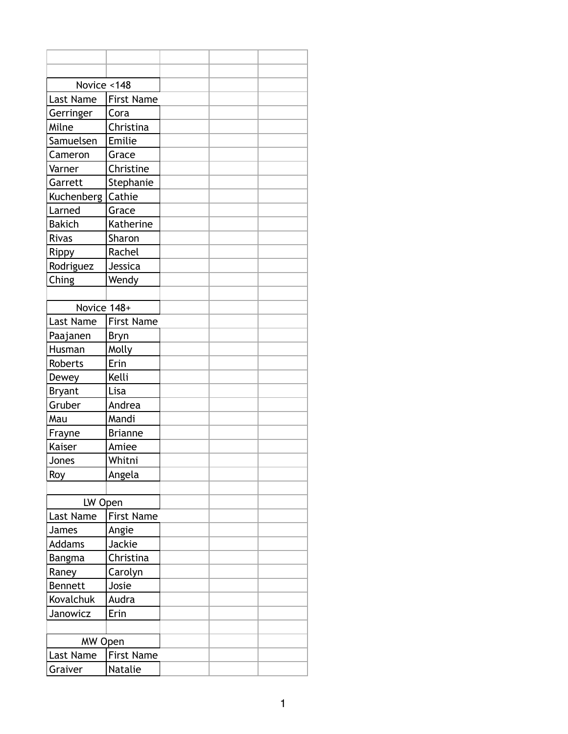| Novice <148 | |
|---|---|
| Last Name | First Name |
| Gerringer | Cora |
| Milne | Christina |
| Samuelsen | Emilie |
| Cameron | Grace |
| Varner | Christine |
| Garrett | Stephanie |
| Kuchenberg | Cathie |
| Larned | Grace |
| Bakich | Katherine |
| Rivas | Sharon |
| Rippy | Rachel |
| Rodriguez | Jessica |
| Ching | Wendy |

| Novice 148+ | |
|---|---|
| Last Name | First Name |
| Paajanen | Bryn |
| Husman | Molly |
| Roberts | Erin |
| Dewey | Kelli |
| Bryant | Lisa |
| Gruber | Andrea |
| Mau | Mandi |
| Frayne | Brianne |
| Kaiser | Amiee |
| Jones | Whitni |
| Roy | Angela |

| LW Open | |
|---|---|
| Last Name | First Name |
| James | Angie |
| Addams | Jackie |
| Bangma | Christina |
| Raney | Carolyn |
| Bennett | Josie |
| Kovalchuk | Audra |
| Janowicz | Erin |

| MW Open | |
|---|---|
| Last Name | First Name |
| Graiver | Natalie |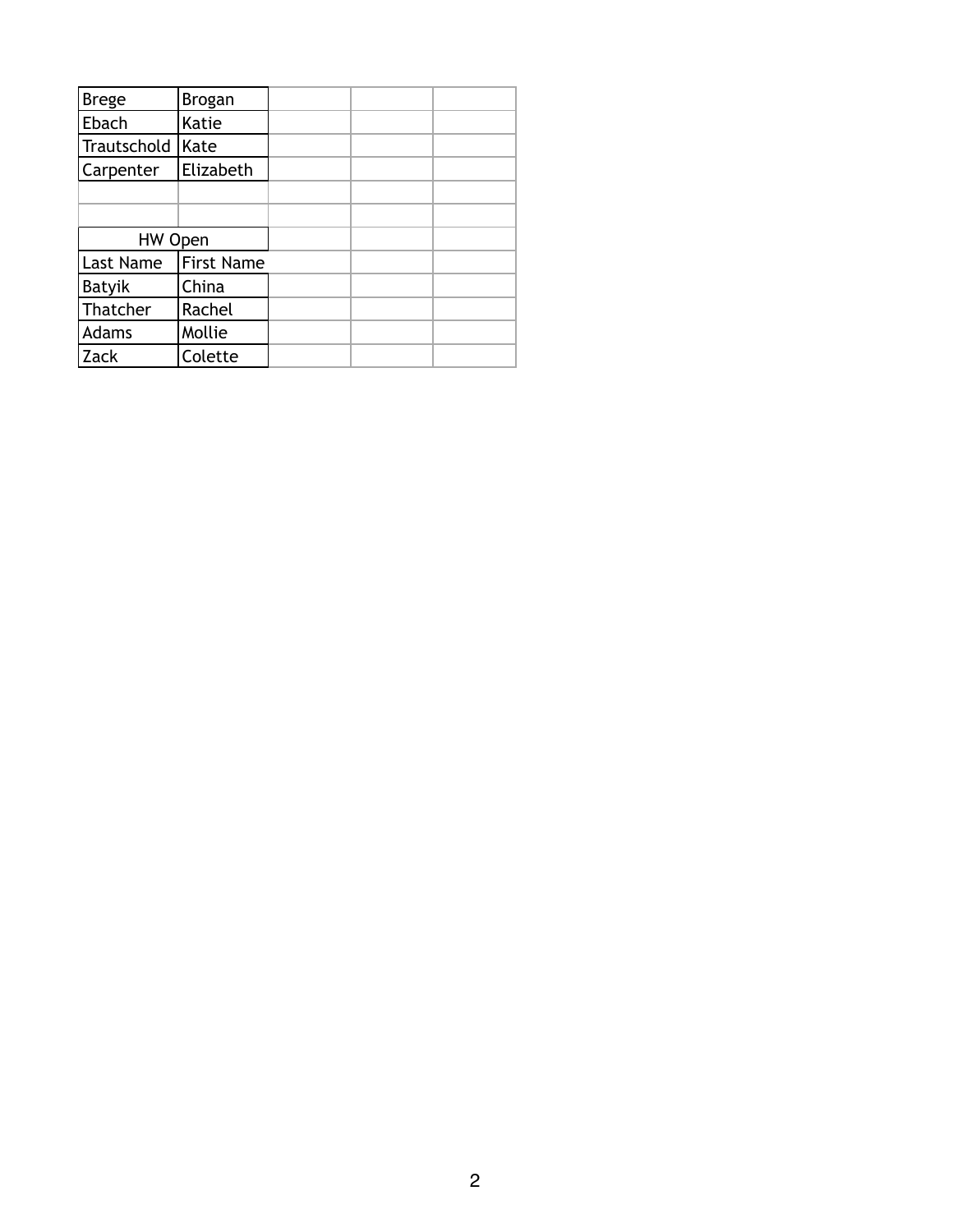| Brege | Brogan | | | |
|---|---|---|---|---|
| Ebach | Katie | | | |
| Trautschold | Kate | | | |
| Carpenter | Elizabeth | | | |
| | | | | |
| | | | | |

| HW Open | | | | |
|---|---|---|---|---|
| Last Name | First Name | | | |
| Batyik | China | | | |
| Thatcher | Rachel | | | |
| Adams | Mollie | | | |
| Zack | Colette | | | |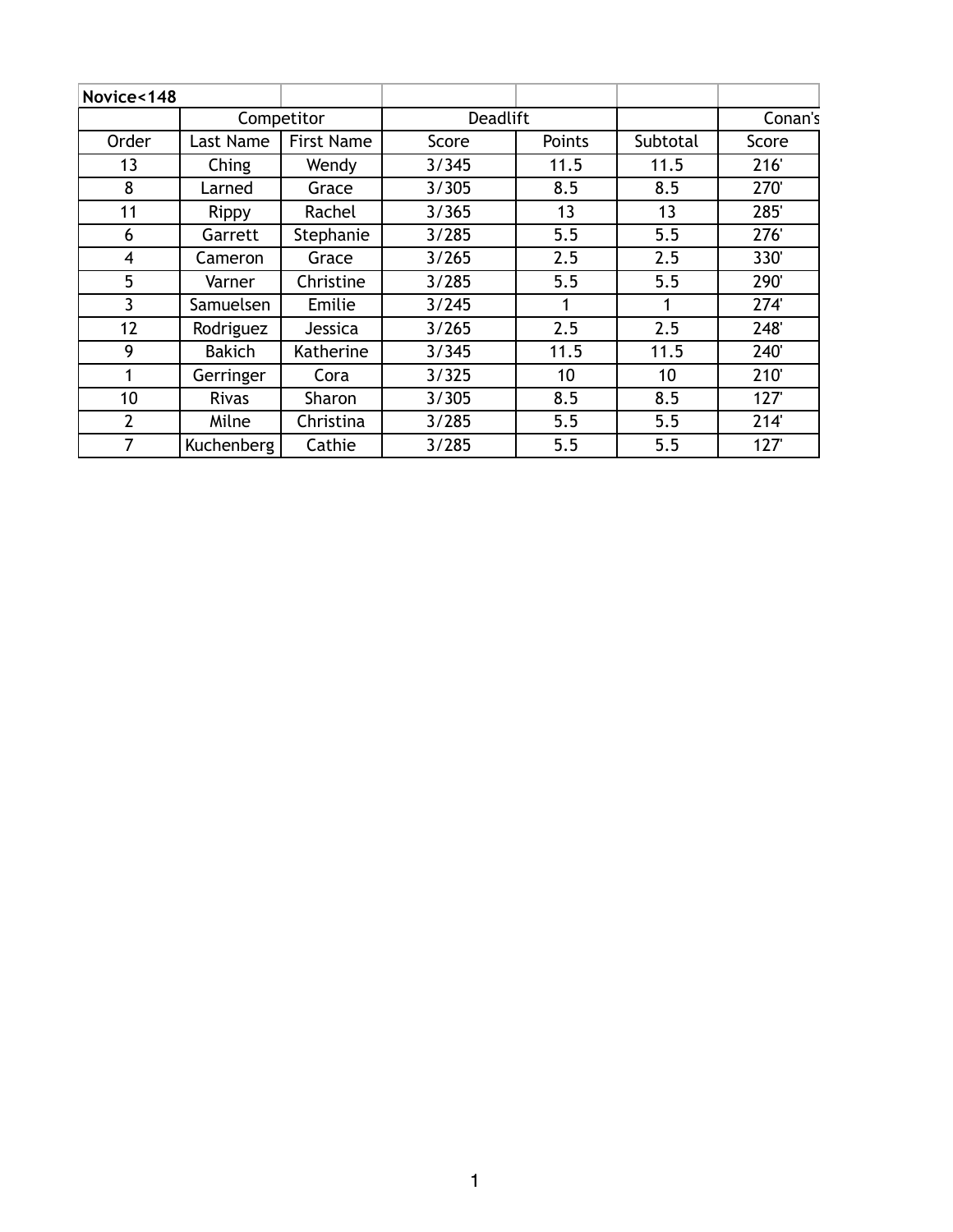| Novice<148 | | | | | | |
|---|---|---|---|---|---|---|
| | Competitor | | Deadlift | | | Conan's |
| Order | Last Name | First Name | Score | Points | Subtotal | Score |
| 13 | Ching | Wendy | 3/345 | 11.5 | 11.5 | 216' |
| 8 | Larned | Grace | 3/305 | 8.5 | 8.5 | 270' |
| 11 | Rippy | Rachel | 3/365 | 13 | 13 | 285' |
| 6 | Garrett | Stephanie | 3/285 | 5.5 | 5.5 | 276' |
| 4 | Cameron | Grace | 3/265 | 2.5 | 2.5 | 330' |
| 5 | Varner | Christine | 3/285 | 5.5 | 5.5 | 290' |
| 3 | Samuelsen | Emilie | 3/245 | 1 | 1 | 274' |
| 12 | Rodriguez | Jessica | 3/265 | 2.5 | 2.5 | 248' |
| 9 | Bakich | Katherine | 3/345 | 11.5 | 11.5 | 240' |
| 1 | Gerringer | Cora | 3/325 | 10 | 10 | 210' |
| 10 | Rivas | Sharon | 3/305 | 8.5 | 8.5 | 127' |
| 2 | Milne | Christina | 3/285 | 5.5 | 5.5 | 214' |
| 7 | Kuchenberg | Cathie | 3/285 | 5.5 | 5.5 | 127' |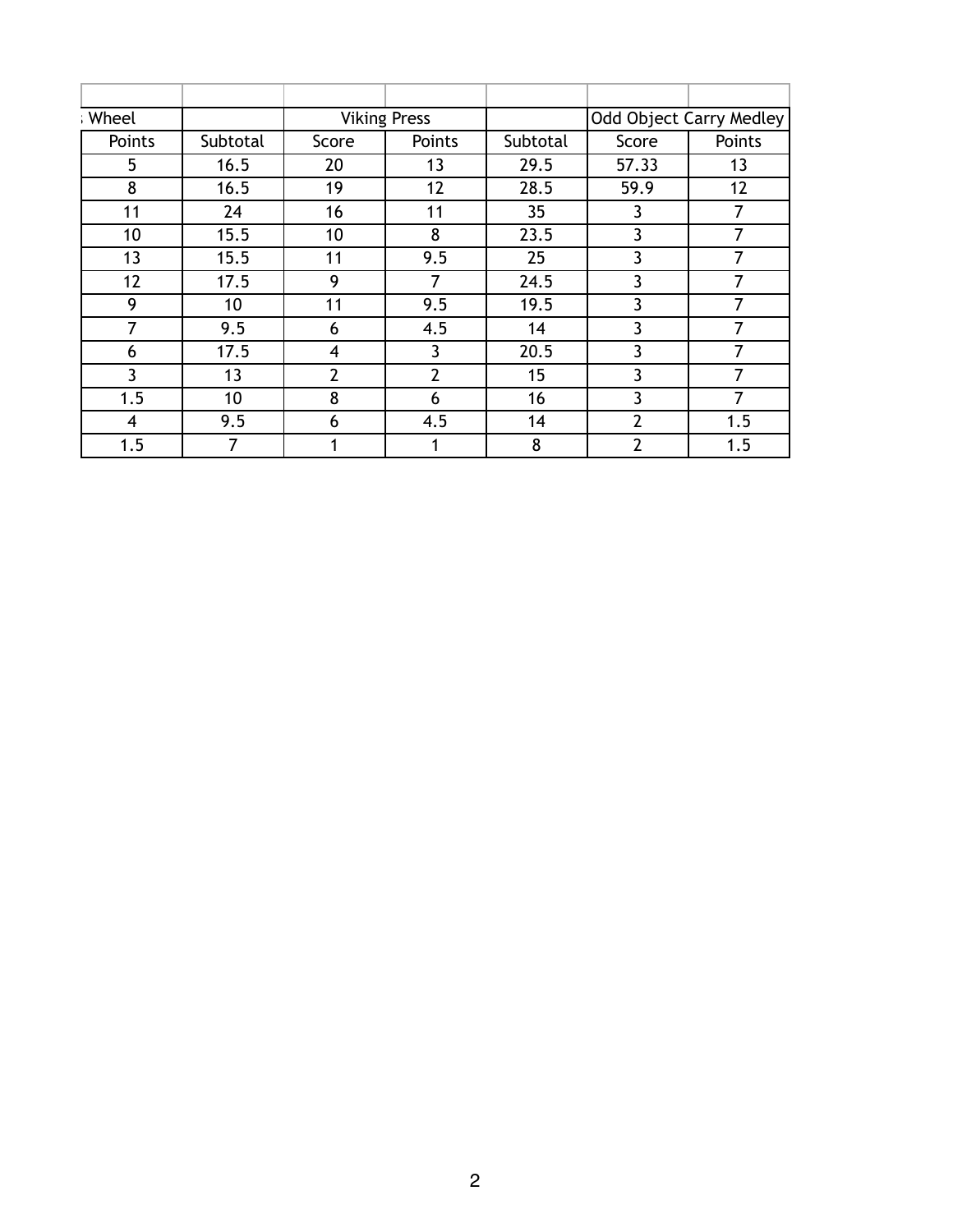| Wheel | | Viking Press | | | Odd Object Carry Medley | |
|---|---|---|---|---|---|---|
| Points | Subtotal | Score | Points | Subtotal | Score | Points |
| 5 | 16.5 | 20 | 13 | 29.5 | 57.33 | 13 |
| 8 | 16.5 | 19 | 12 | 28.5 | 59.9 | 12 |
| 11 | 24 | 16 | 11 | 35 | 3 | 7 |
| 10 | 15.5 | 10 | 8 | 23.5 | 3 | 7 |
| 13 | 15.5 | 11 | 9.5 | 25 | 3 | 7 |
| 12 | 17.5 | 9 | 7 | 24.5 | 3 | 7 |
| 9 | 10 | 11 | 9.5 | 19.5 | 3 | 7 |
| 7 | 9.5 | 6 | 4.5 | 14 | 3 | 7 |
| 6 | 17.5 | 4 | 3 | 20.5 | 3 | 7 |
| 3 | 13 | 2 | 2 | 15 | 3 | 7 |
| 1.5 | 10 | 8 | 6 | 16 | 3 | 7 |
| 4 | 9.5 | 6 | 4.5 | 14 | 2 | 1.5 |
| 1.5 | 7 | 1 | 1 | 8 | 2 | 1.5 |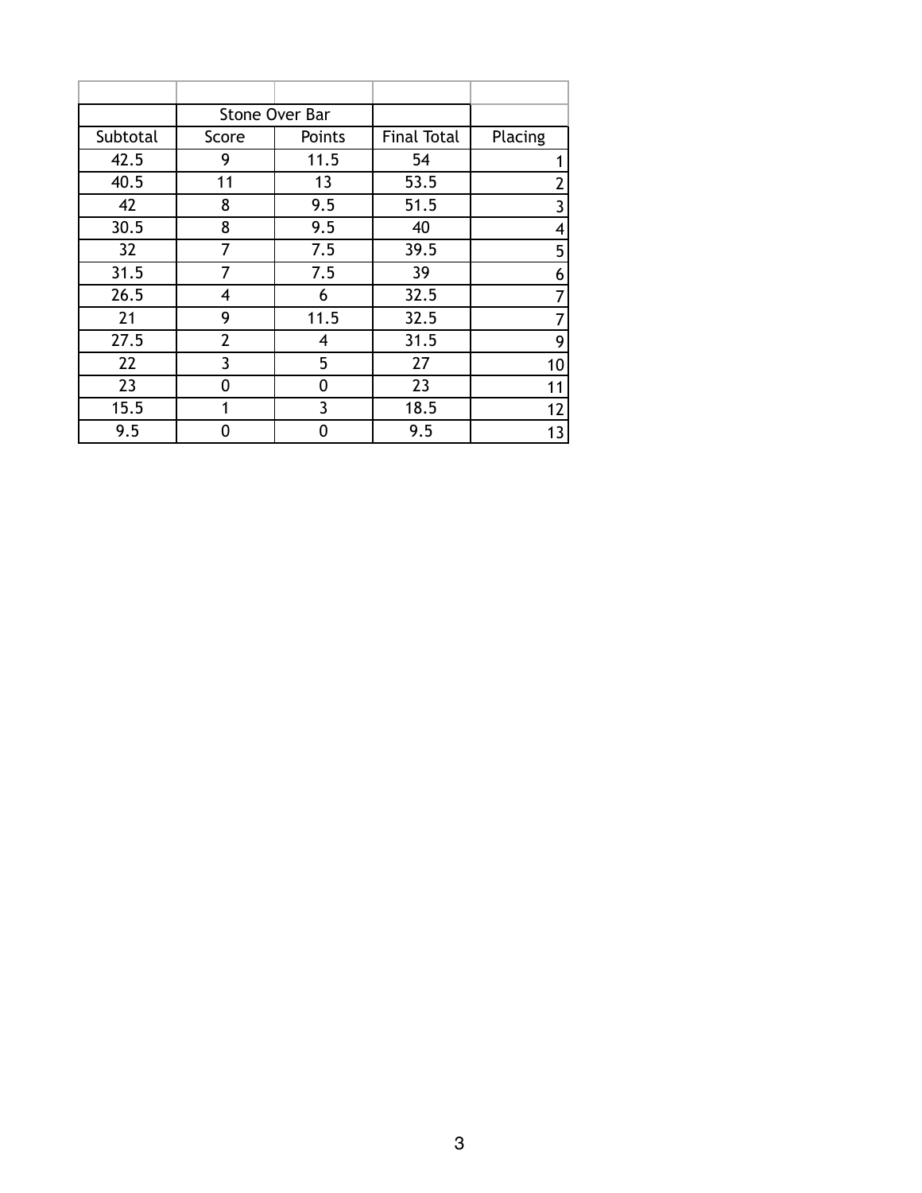| | Stone Over Bar | | | |
|---|---|---|---|---|
| Subtotal | Score | Points | Final Total | Placing |
| 42.5 | 9 | 11.5 | 54 | 1 |
| 40.5 | 11 | 13 | 53.5 | 2 |
| 42 | 8 | 9.5 | 51.5 | 3 |
| 30.5 | 8 | 9.5 | 40 | 4 |
| 32 | 7 | 7.5 | 39.5 | 5 |
| 31.5 | 7 | 7.5 | 39 | 6 |
| 26.5 | 4 | 6 | 32.5 | 7 |
| 21 | 9 | 11.5 | 32.5 | 7 |
| 27.5 | 2 | 4 | 31.5 | 9 |
| 22 | 3 | 5 | 27 | 10 |
| 23 | 0 | 0 | 23 | 11 |
| 15.5 | 1 | 3 | 18.5 | 12 |
| 9.5 | 0 | 0 | 9.5 | 13 |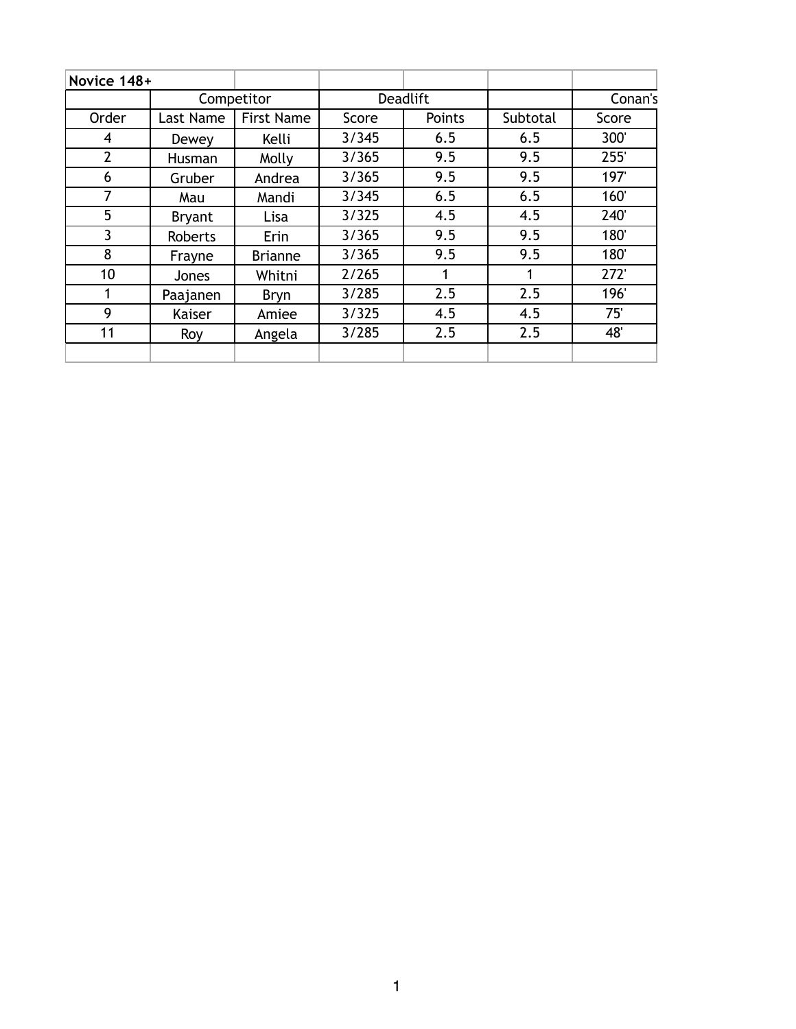| Novice 148+ | | | | | | |
|---|---|---|---|---|---|---|
| | Competitor | | Deadlift | | | Conan's |
| Order | Last Name | First Name | Score | Points | Subtotal | Score |
| 4 | Dewey | Kelli | 3/345 | 6.5 | 6.5 | 300' |
| 2 | Husman | Molly | 3/365 | 9.5 | 9.5 | 255' |
| 6 | Gruber | Andrea | 3/365 | 9.5 | 9.5 | 197' |
| 7 | Mau | Mandi | 3/345 | 6.5 | 6.5 | 160' |
| 5 | Bryant | Lisa | 3/325 | 4.5 | 4.5 | 240' |
| 3 | Roberts | Erin | 3/365 | 9.5 | 9.5 | 180' |
| 8 | Frayne | Brianne | 3/365 | 9.5 | 9.5 | 180' |
| 10 | Jones | Whitni | 2/265 | 1 | 1 | 272' |
| 1 | Paajanen | Bryn | 3/285 | 2.5 | 2.5 | 196' |
| 9 | Kaiser | Amiee | 3/325 | 4.5 | 4.5 | 75' |
| 11 | Roy | Angela | 3/285 | 2.5 | 2.5 | 48' |
| | | | | | | |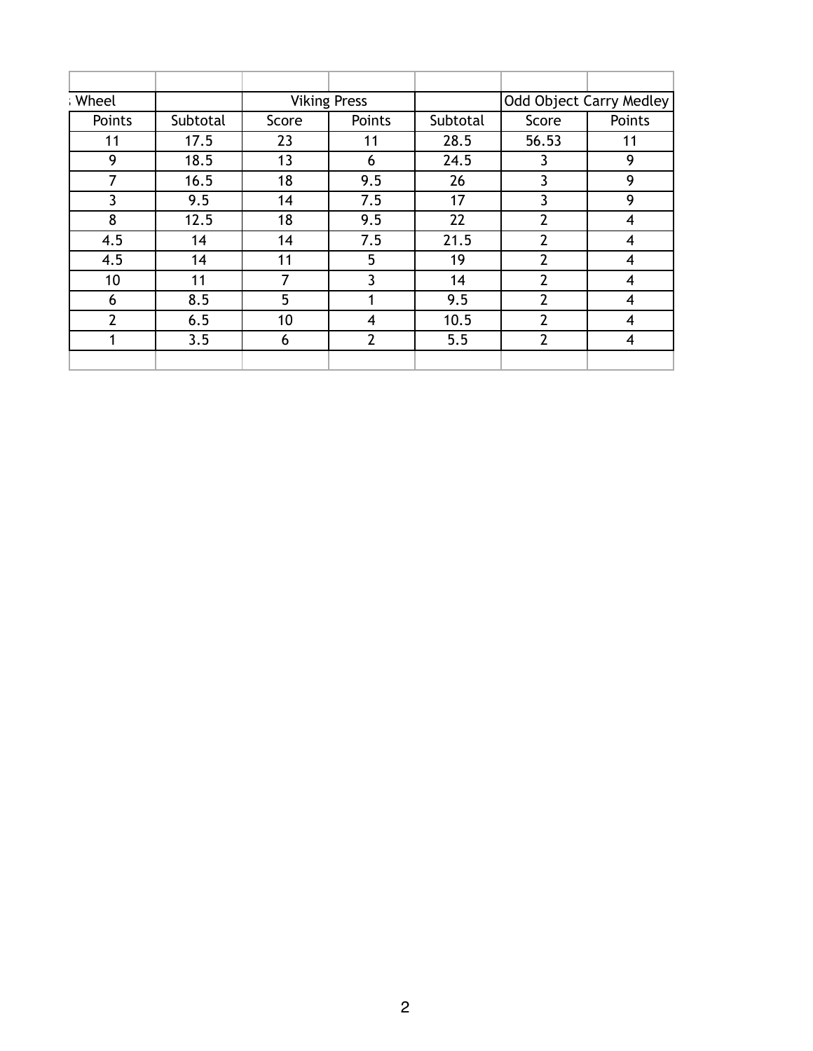| ; Wheel | | Viking Press | | | Odd Object Carry Medley | |
|---|---|---|---|---|---|---|
| Points | Subtotal | Score | Points | Subtotal | Score | Points |
| 11 | 17.5 | 23 | 11 | 28.5 | 56.53 | 11 |
| 9 | 18.5 | 13 | 6 | 24.5 | 3 | 9 |
| 7 | 16.5 | 18 | 9.5 | 26 | 3 | 9 |
| 3 | 9.5 | 14 | 7.5 | 17 | 3 | 9 |
| 8 | 12.5 | 18 | 9.5 | 22 | 2 | 4 |
| 4.5 | 14 | 14 | 7.5 | 21.5 | 2 | 4 |
| 4.5 | 14 | 11 | 5 | 19 | 2 | 4 |
| 10 | 11 | 7 | 3 | 14 | 2 | 4 |
| 6 | 8.5 | 5 | 1 | 9.5 | 2 | 4 |
| 2 | 6.5 | 10 | 4 | 10.5 | 2 | 4 |
| 1 | 3.5 | 6 | 2 | 5.5 | 2 | 4 |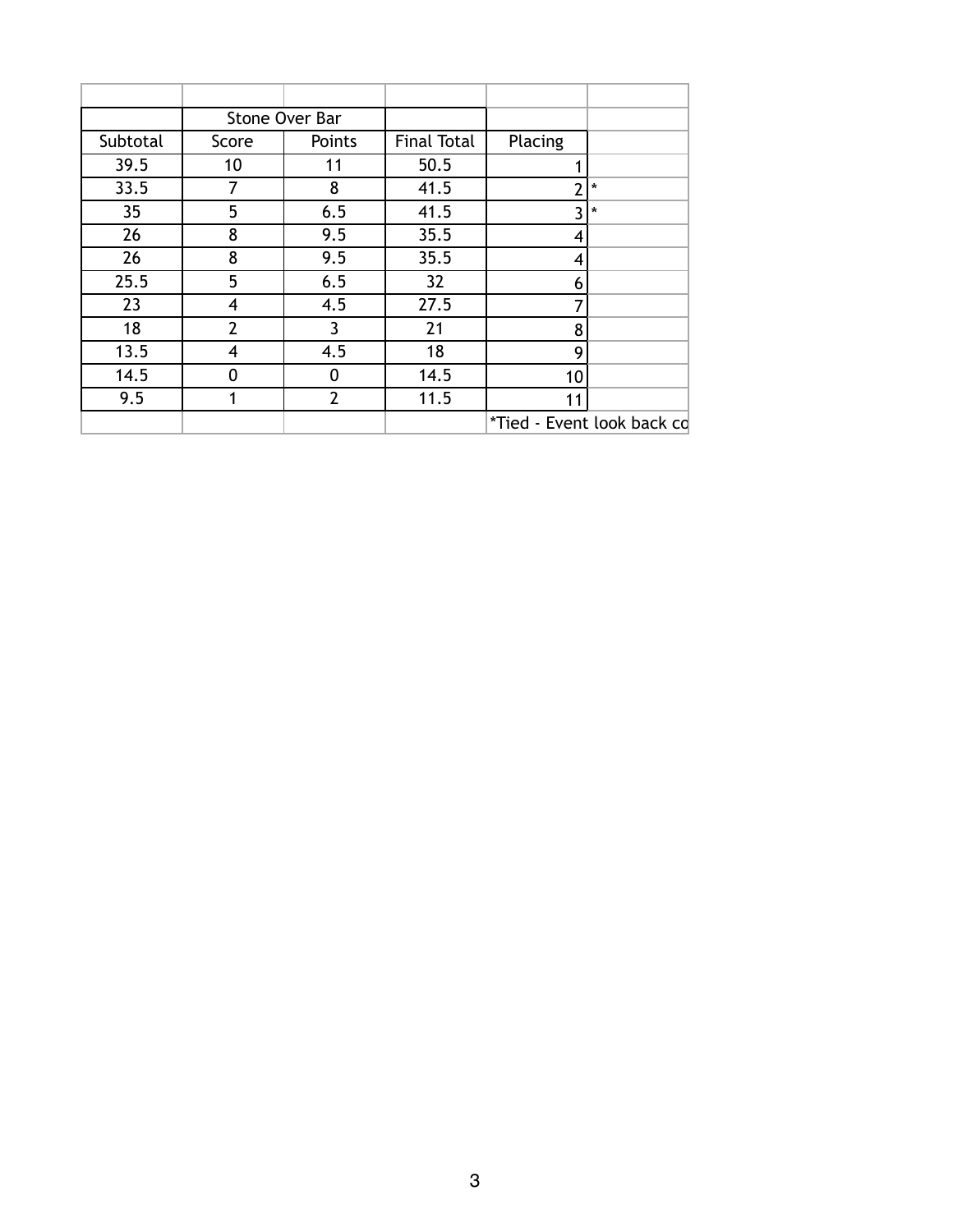| Subtotal | Stone Over Bar | | Final Total | Placing | |
|---|---|---|---|---|---|
| | Score | Points | | | |
| 39.5 | 10 | 11 | 50.5 | 1 | |
| 33.5 | 7 | 8 | 41.5 | 2 | * |
| 35 | 5 | 6.5 | 41.5 | 3 | * |
| 26 | 8 | 9.5 | 35.5 | 4 | |
| 26 | 8 | 9.5 | 35.5 | 4 | |
| 25.5 | 5 | 6.5 | 32 | 6 | |
| 23 | 4 | 4.5 | 27.5 | 7 | |
| 18 | 2 | 3 | 21 | 8 | |
| 13.5 | 4 | 4.5 | 18 | 9 | |
| 14.5 | 0 | 0 | 14.5 | 10 | |
| 9.5 | 1 | 2 | 11.5 | 11 | |
| | | | | *Tied - Event look back co | |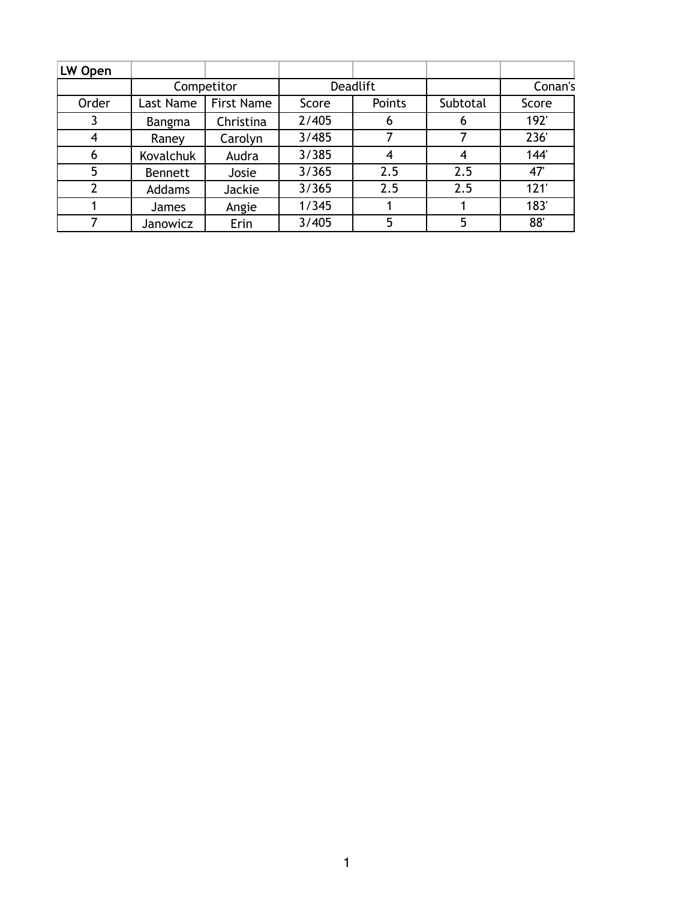| LW Open | | | | | | |
|---|---|---|---|---|---|---|
| | Competitor | | Deadlift | | | Conan's |
| Order | Last Name | First Name | Score | Points | Subtotal | Score |
| 3 | Bangma | Christina | 2/405 | 6 | 6 | 192' |
| 4 | Raney | Carolyn | 3/485 | 7 | 7 | 236' |
| 6 | Kovalchuk | Audra | 3/385 | 4 | 4 | 144' |
| 5 | Bennett | Josie | 3/365 | 2.5 | 2.5 | 47' |
| 2 | Addams | Jackie | 3/365 | 2.5 | 2.5 | 121' |
| 1 | James | Angie | 1/345 | 1 | 1 | 183' |
| 7 | Janowicz | Erin | 3/405 | 5 | 5 | 88' |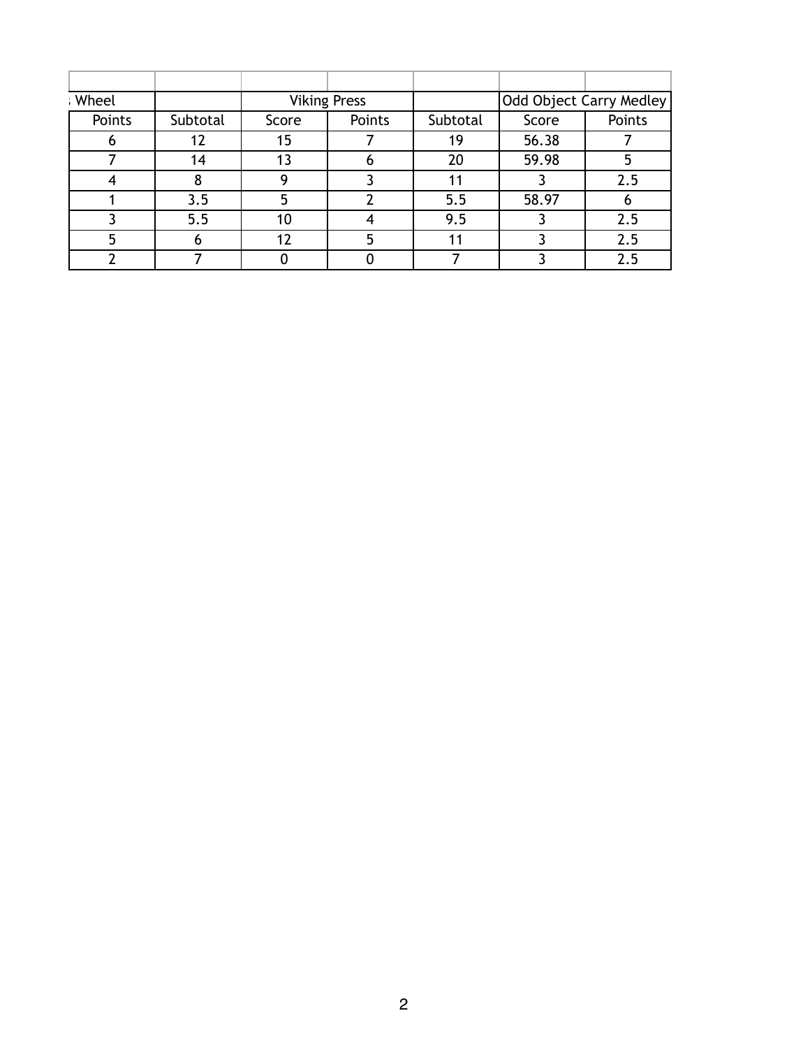| | | | | | | |
|---|---|---|---|---|---|---|
| Wheel | | Viking Press | | | Odd Object Carry Medley | |
| Points | Subtotal | Score | Points | Subtotal | Score | Points |
| 6 | 12 | 15 | 7 | 19 | 56.38 | 7 |
| 7 | 14 | 13 | 6 | 20 | 59.98 | 5 |
| 4 | 8 | 9 | 3 | 11 | 3 | 2.5 |
| 1 | 3.5 | 5 | 2 | 5.5 | 58.97 | 6 |
| 3 | 5.5 | 10 | 4 | 9.5 | 3 | 2.5 |
| 5 | 6 | 12 | 5 | 11 | 3 | 2.5 |
| 2 | 7 | 0 | 0 | 7 | 3 | 2.5 |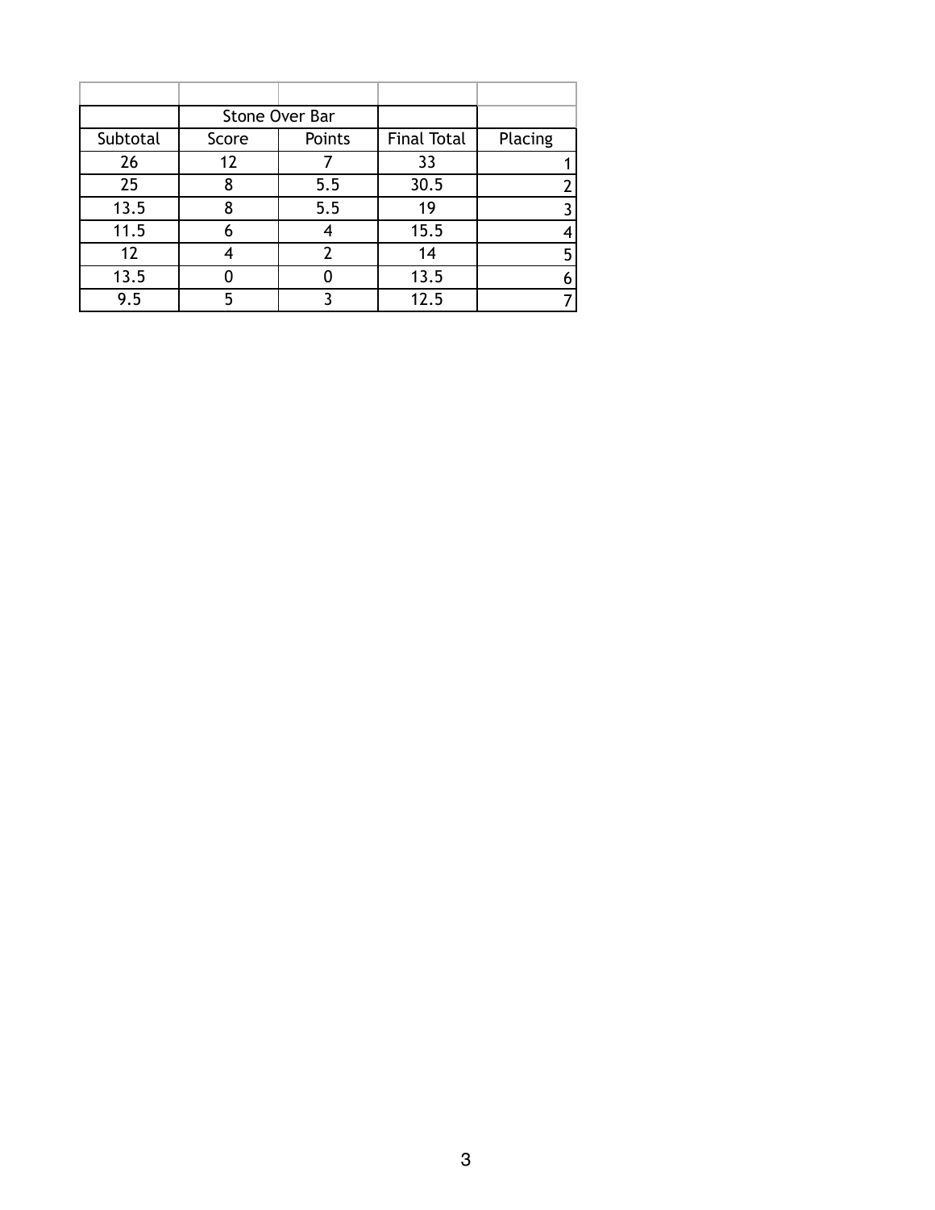| | Stone Over Bar | | | |
|---|---|---|---|---|
| Subtotal | Score | Points | Final Total | Placing |
| 26 | 12 | 7 | 33 | 1 |
| 25 | 8 | 5.5 | 30.5 | 2 |
| 13.5 | 8 | 5.5 | 19 | 3 |
| 11.5 | 6 | 4 | 15.5 | 4 |
| 12 | 4 | 2 | 14 | 5 |
| 13.5 | 0 | 0 | 13.5 | 6 |
| 9.5 | 5 | 3 | 12.5 | 7 |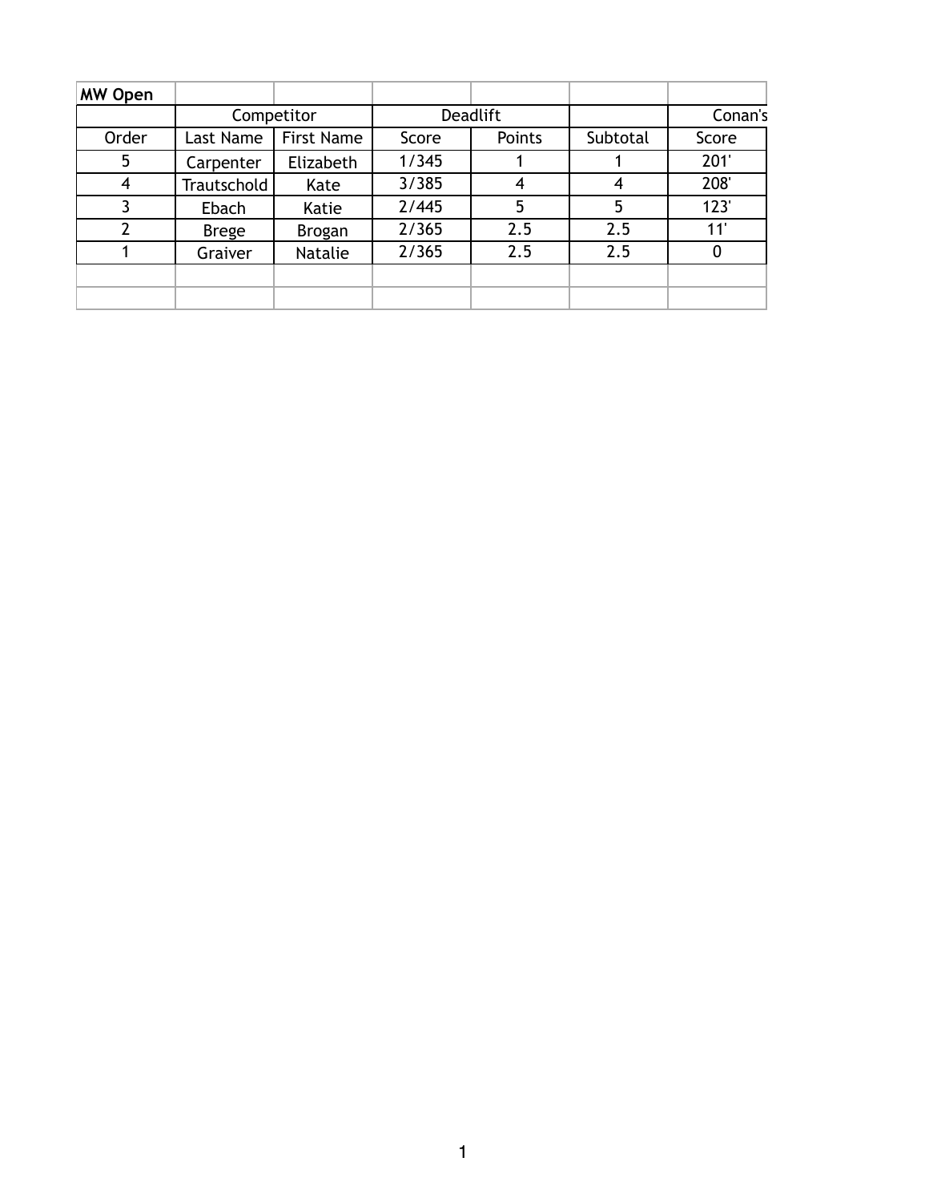| MW Open | | | | | | |
|---|---|---|---|---|---|---|
| | Competitor | | Deadlift | | | Conan's |
| Order | Last Name | First Name | Score | Points | Subtotal | Score |
| 5 | Carpenter | Elizabeth | 1/345 | 1 | 1 | 201' |
| 4 | Trautschold | Kate | 3/385 | 4 | 4 | 208' |
| 3 | Ebach | Katie | 2/445 | 5 | 5 | 123' |
| 2 | Brege | Brogan | 2/365 | 2.5 | 2.5 | 11' |
| 1 | Graiver | Natalie | 2/365 | 2.5 | 2.5 | 0 |
| | | | | | | |
| | | | | | | |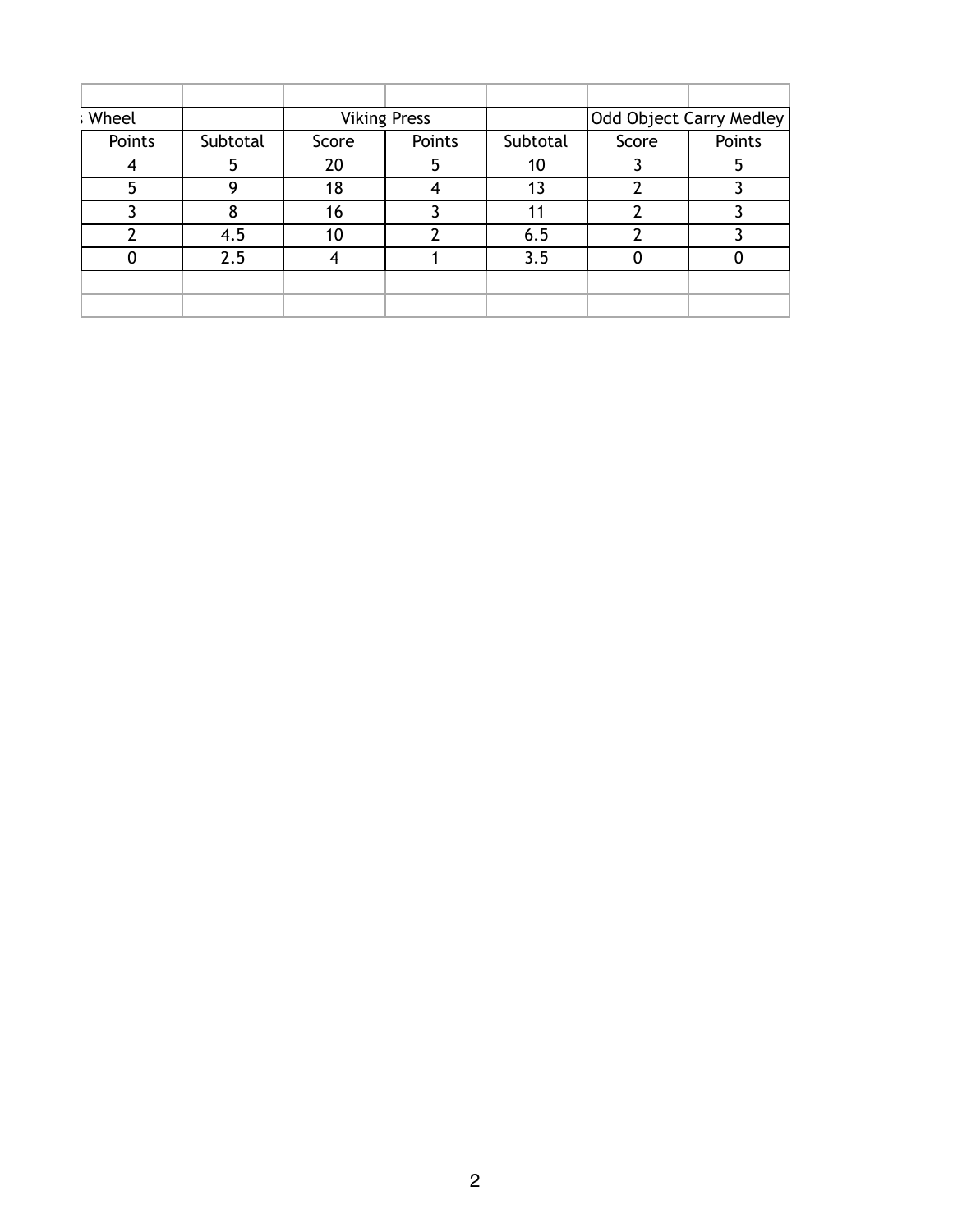| | | | | | | |
|---|---|---|---|---|---|---|
| Wheel | | Viking Press | | | Odd Object Carry Medley | |
| Points | Subtotal | Score | Points | Subtotal | Score | Points |
| 4 | 5 | 20 | 5 | 10 | 3 | 5 |
| 5 | 9 | 18 | 4 | 13 | 2 | 3 |
| 3 | 8 | 16 | 3 | 11 | 2 | 3 |
| 2 | 4.5 | 10 | 2 | 6.5 | 2 | 3 |
| 0 | 2.5 | 4 | 1 | 3.5 | 0 | 0 |
| | | | | | | |
| | | | | | | |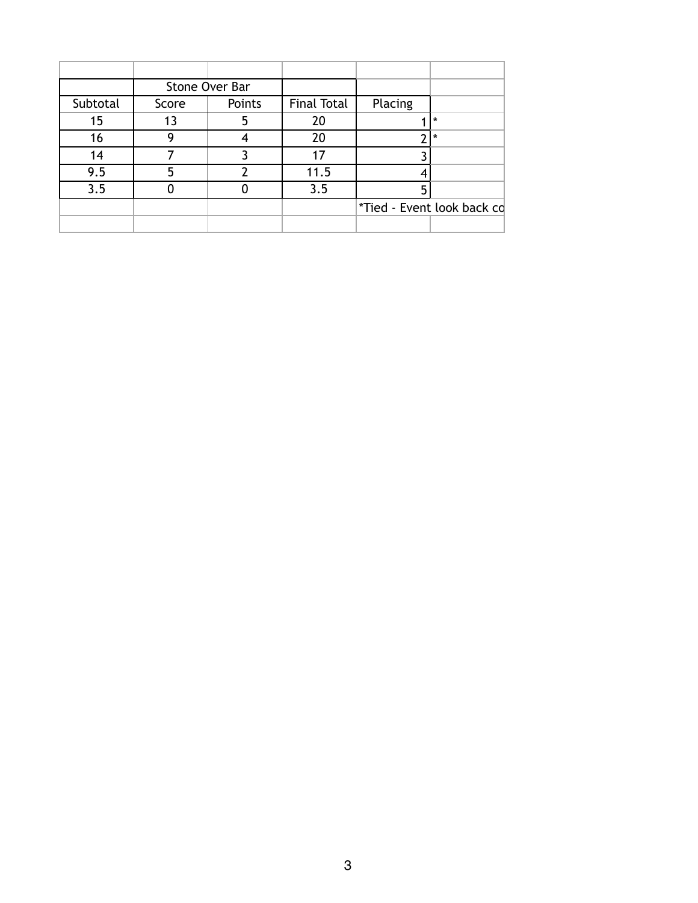| | Stone Over Bar | | | | |
|---|---|---|---|---|---|
| Subtotal | Score | Points | Final Total | Placing | |
| 15 | 13 | 5 | 20 | 1 | * |
| 16 | 9 | 4 | 20 | 2 | * |
| 14 | 7 | 3 | 17 | 3 | |
| 9.5 | 5 | 2 | 11.5 | 4 | |
| 3.5 | 0 | 0 | 3.5 | 5 | |
| | | | | *Tied - Event look back co | |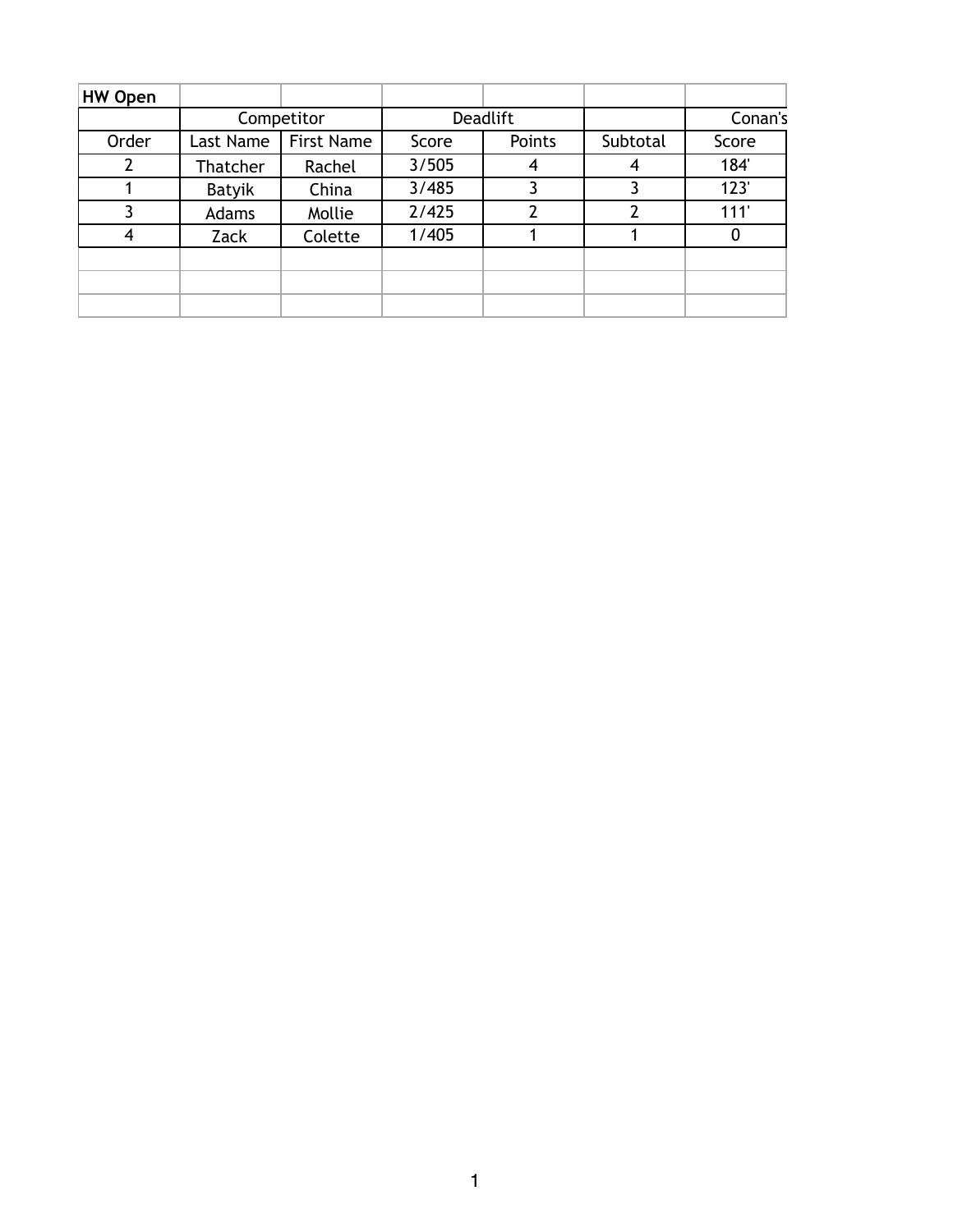| HW Open | | | | | | |
|---|---|---|---|---|---|---|
| | Competitor | | Deadlift | | | Conan's |
| Order | Last Name | First Name | Score | Points | Subtotal | Score |
| 2 | Thatcher | Rachel | 3/505 | 4 | 4 | 184' |
| 1 | Batyik | China | 3/485 | 3 | 3 | 123' |
| 3 | Adams | Mollie | 2/425 | 2 | 2 | 111' |
| 4 | Zack | Colette | 1/405 | 1 | 1 | 0 |
| | | | | | | |
| | | | | | | |
| | | | | | | |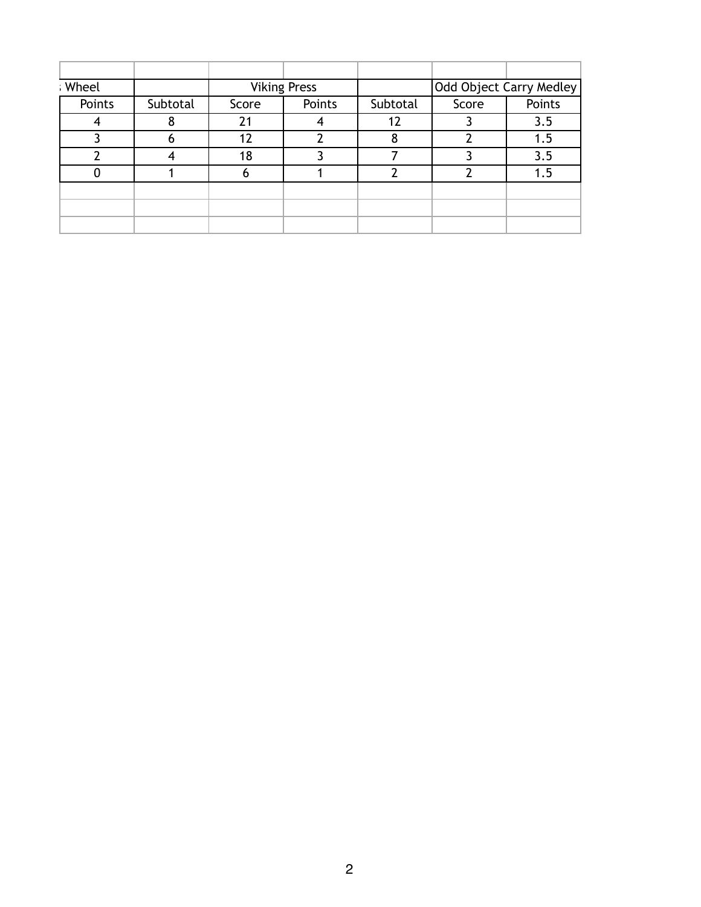| Wheel | | Viking Press | | | Odd Object Carry Medley | |
|---|---|---|---|---|---|---|
| Points | Subtotal | Score | Points | Subtotal | Score | Points |
| 4 | 8 | 21 | 4 | 12 | 3 | 3.5 |
| 3 | 6 | 12 | 2 | 8 | 2 | 1.5 |
| 2 | 4 | 18 | 3 | 7 | 3 | 3.5 |
| 0 | 1 | 6 | 1 | 2 | 2 | 1.5 |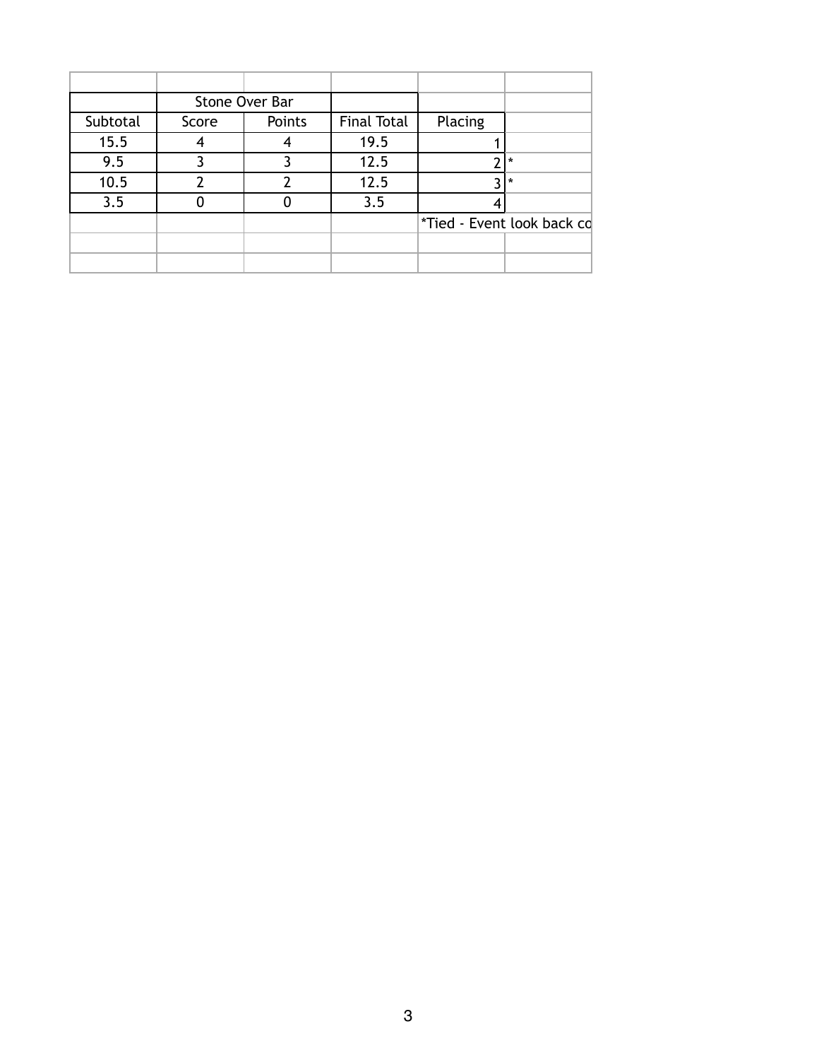| | Stone Over Bar | | | | |
|---|---|---|---|---|---|
| Subtotal | Score | Points | Final Total | Placing | |
| 15.5 | 4 | 4 | 19.5 | 1 | |
| 9.5 | 3 | 3 | 12.5 | 2 | * |
| 10.5 | 2 | 2 | 12.5 | 3 | * |
| 3.5 | 0 | 0 | 3.5 | 4 | |
| | | | | *Tied - Event look back co | |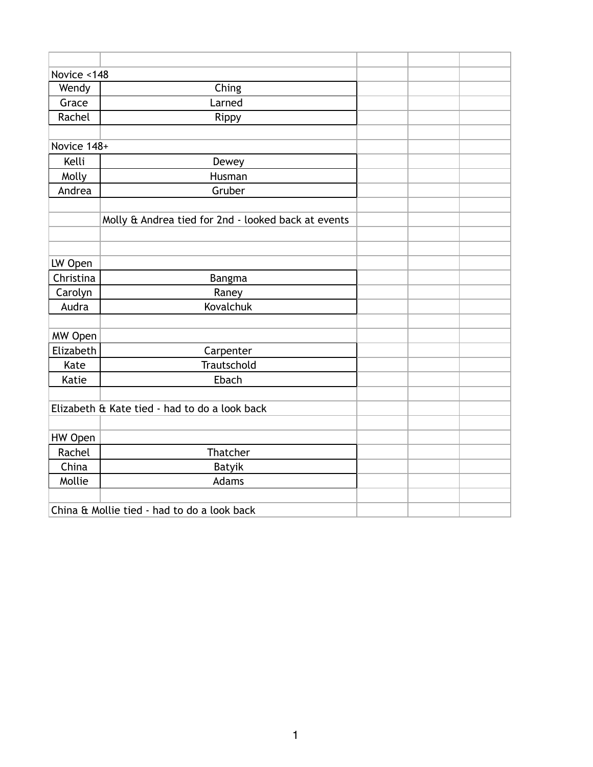| | | | | |
|---|---|---|---|---|
| Novice <148 | | | | |
| Wendy | Ching | | | |
| Grace | Larned | | | |
| Rachel | Rippy | | | |
| | | | | |
| Novice 148+ | | | | |
| Kelli | Dewey | | | |
| Molly | Husman | | | |
| Andrea | Gruber | | | |
| | | | | |
| | Molly & Andrea tied for 2nd - looked back at events | | | |
| | | | | |
| | | | | |
| LW Open | | | | |
| Christina | Bangma | | | |
| Carolyn | Raney | | | |
| Audra | Kovalchuk | | | |
| | | | | |
| MW Open | | | | |
| Elizabeth | Carpenter | | | |
| Kate | Trautschold | | | |
| Katie | Ebach | | | |
| | | | | |
| Elizabeth & Kate tied - had to do a look back | | | | |
| | | | | |
| HW Open | | | | |
| Rachel | Thatcher | | | |
| China | Batyik | | | |
| Mollie | Adams | | | |
| | | | | |
| China & Mollie tied - had to do a look back | | | | |